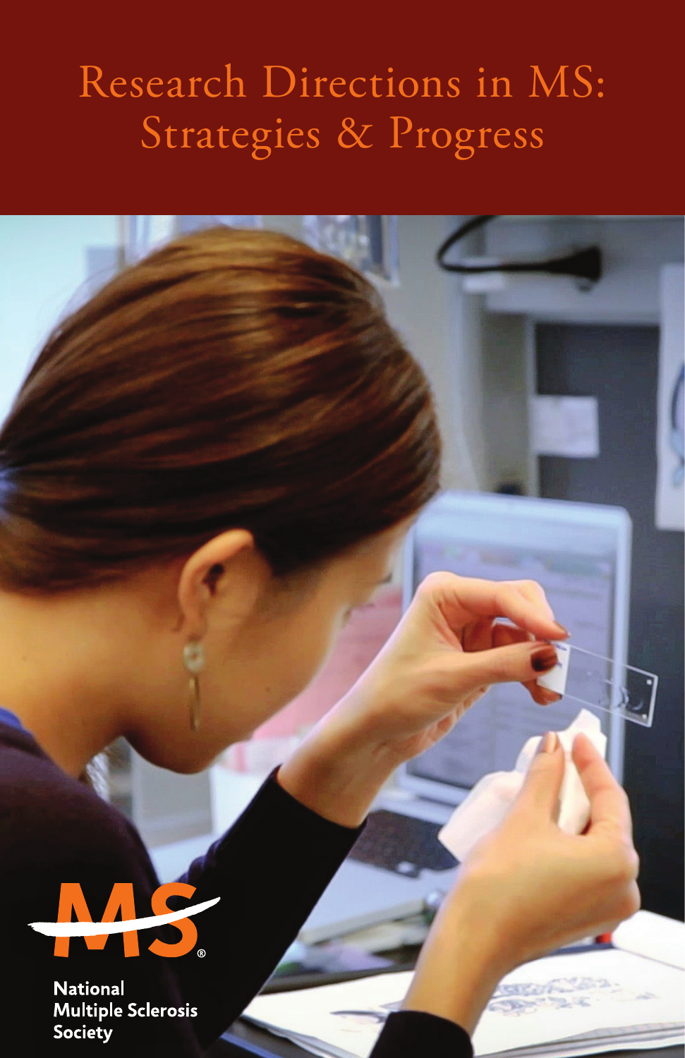# Research Directions in MS: Strategies & Progress

National Multiple Sclerosis Society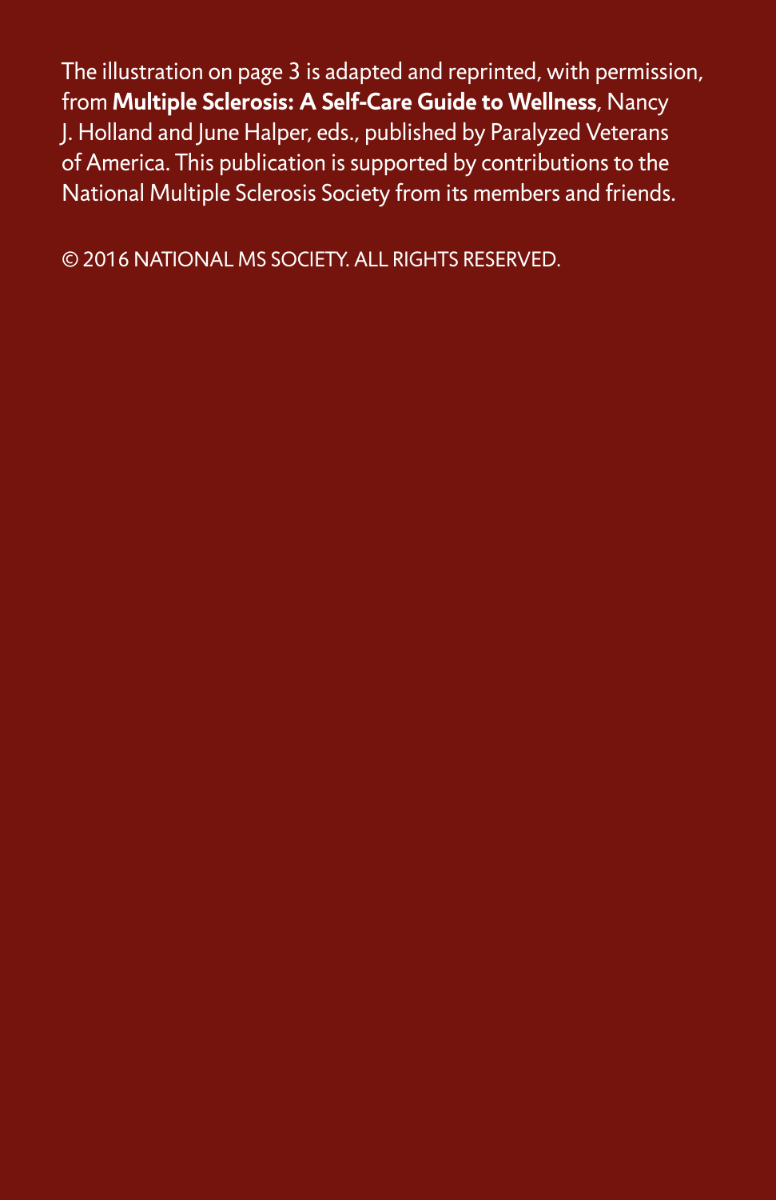The illustration on page 3 is adapted and reprinted, with permission, from **Multiple Sclerosis: A Self-Care Guide to Wellness**, Nancy J. Holland and June Halper, eds., published by Paralyzed Veterans of America. This publication is supported by contributions to the National Multiple Sclerosis Society from its members and friends.

© 2016 NATIONAL MS SOCIETY. ALL RIGHTS RESERVED.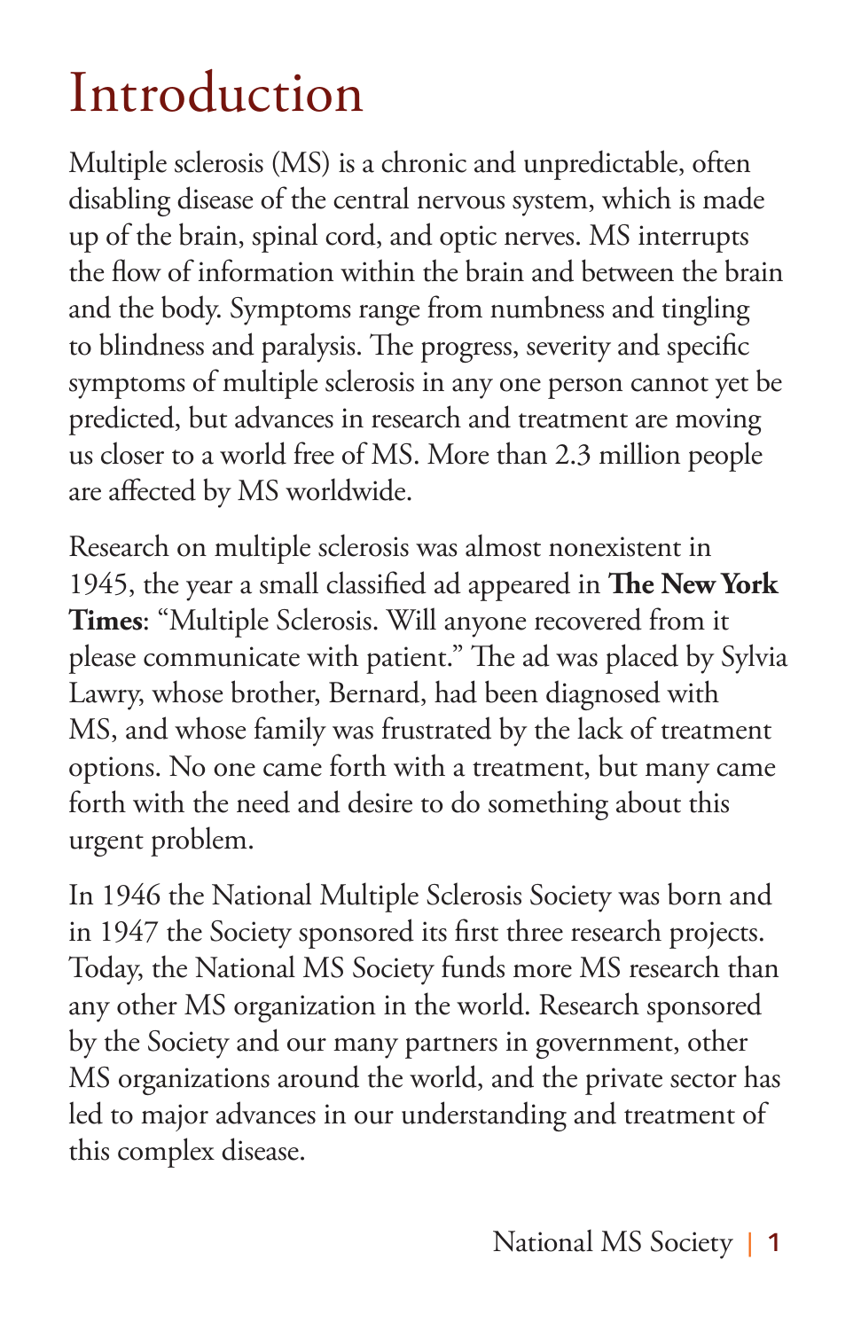# Introduction

Multiple sclerosis (MS) is a chronic and unpredictable, often disabling disease of the central nervous system, which is made up of the brain, spinal cord, and optic nerves. MS interrupts the flow of information within the brain and between the brain and the body. Symptoms range from numbness and tingling to blindness and paralysis. The progress, severity and specific symptoms of multiple sclerosis in any one person cannot yet be predicted, but advances in research and treatment are moving us closer to a world free of MS. More than 2.3 million people are affected by MS worldwide.

Research on multiple sclerosis was almost nonexistent in 1945, the year a small classified ad appeared in **The New York Times**: "Multiple Sclerosis. Will anyone recovered from it please communicate with patient." The ad was placed by Sylvia Lawry, whose brother, Bernard, had been diagnosed with MS, and whose family was frustrated by the lack of treatment options. No one came forth with a treatment, but many came forth with the need and desire to do something about this urgent problem.

In 1946 the National Multiple Sclerosis Society was born and in 1947 the Society sponsored its first three research projects. Today, the National MS Society funds more MS research than any other MS organization in the world. Research sponsored by the Society and our many partners in government, other MS organizations around the world, and the private sector has led to major advances in our understanding and treatment of this complex disease.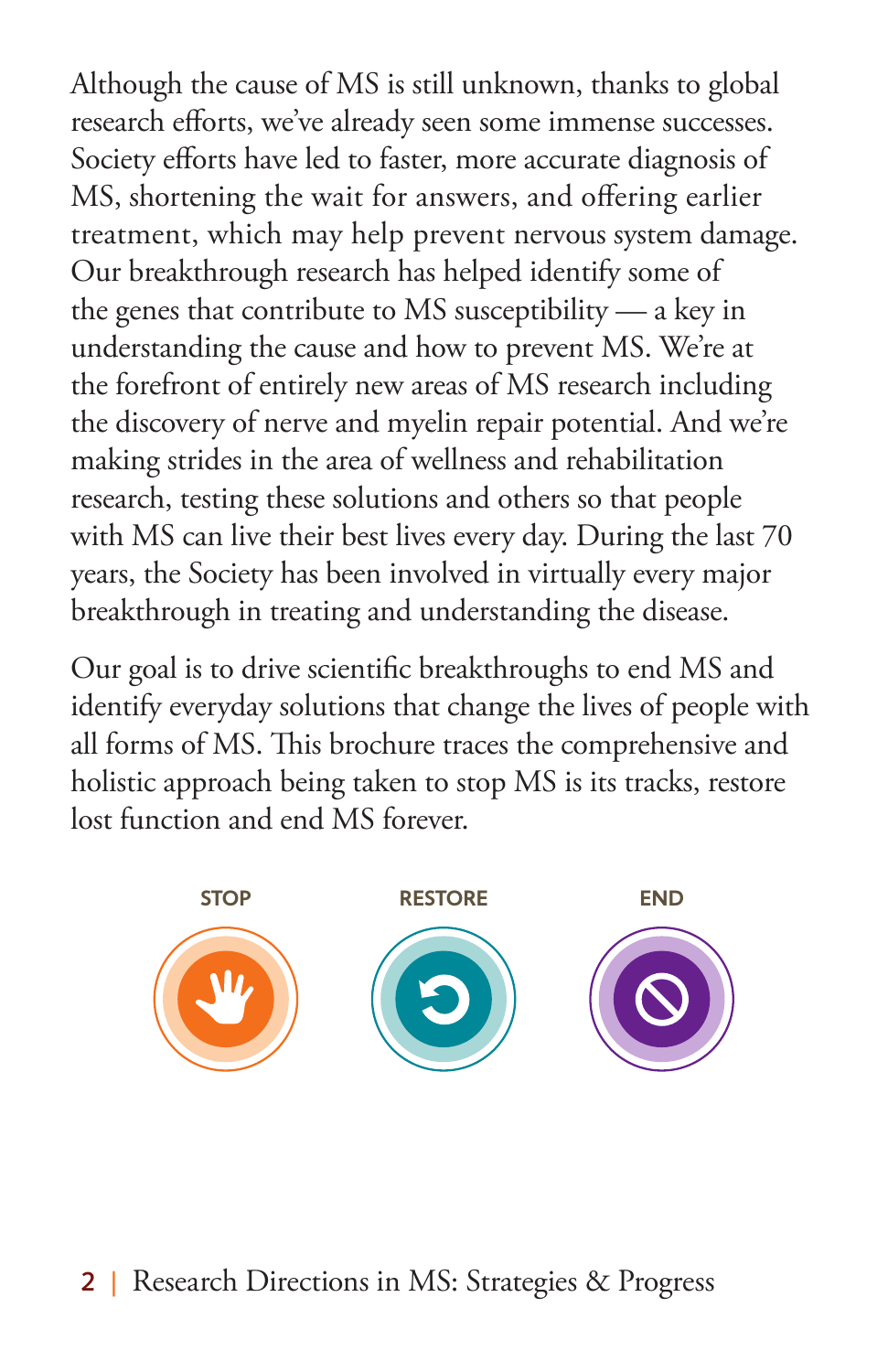Although the cause of MS is still unknown, thanks to global research efforts, we've already seen some immense successes. Society efforts have led to faster, more accurate diagnosis of MS, shortening the wait for answers, and offering earlier treatment, which may help prevent nervous system damage. Our breakthrough research has helped identify some of the genes that contribute to MS susceptibility — a key in understanding the cause and how to prevent MS. We're at the forefront of entirely new areas of MS research including the discovery of nerve and myelin repair potential. And we're making strides in the area of wellness and rehabilitation research, testing these solutions and others so that people with MS can live their best lives every day. During the last 70 years, the Society has been involved in virtually every major breakthrough in treating and understanding the disease.

Our goal is to drive scientific breakthroughs to end MS and identify everyday solutions that change the lives of people with all forms of MS. This brochure traces the comprehensive and holistic approach being taken to stop MS is its tracks, restore lost function and end MS forever.

STOP RESTORE END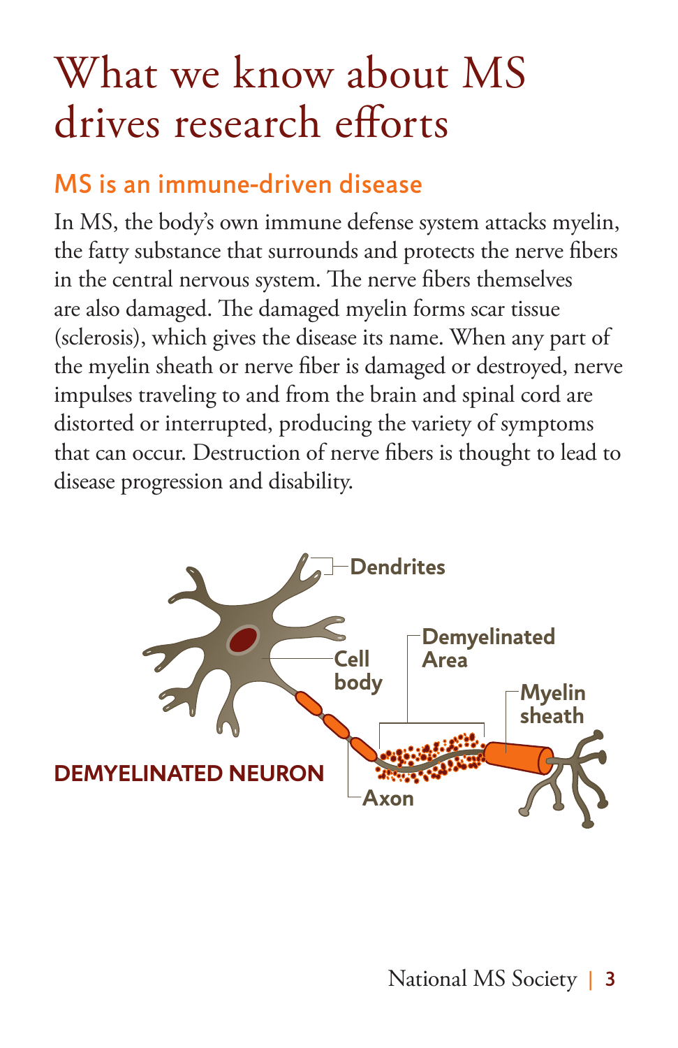# What we know about MS drives research efforts

## MS is an immune-driven disease

In MS, the body's own immune defense system attacks myelin, the fatty substance that surrounds and protects the nerve fibers in the central nervous system. The nerve fibers themselves are also damaged. The damaged myelin forms scar tissue (sclerosis), which gives the disease its name. When any part of the myelin sheath or nerve fiber is damaged or destroyed, nerve impulses traveling to and from the brain and spinal cord are distorted or interrupted, producing the variety of symptoms that can occur. Destruction of nerve fibers is thought to lead to disease progression and disability.

Dendrites

Cell body

Demyelinated Area

Myelin sheath

Axon

**DEMYELINATED NEURON**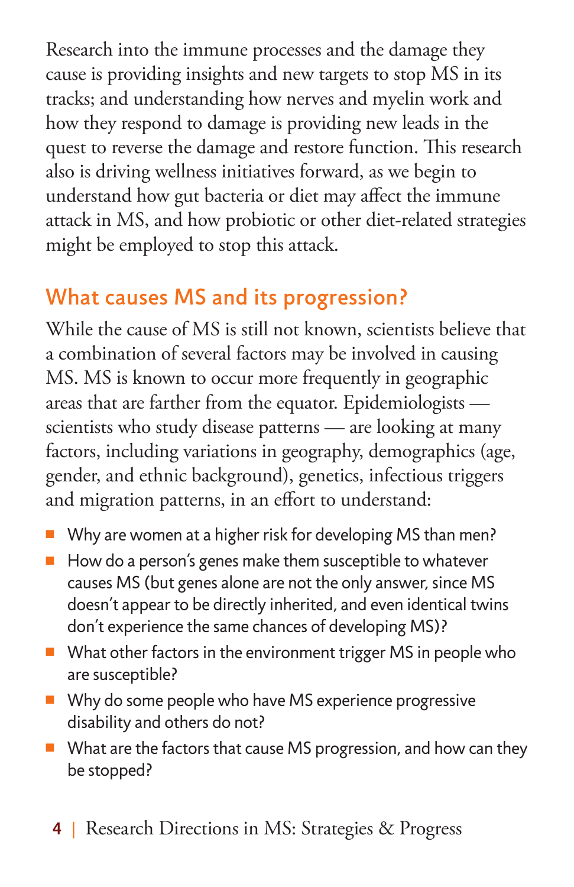Research into the immune processes and the damage they cause is providing insights and new targets to stop MS in its tracks; and understanding how nerves and myelin work and how they respond to damage is providing new leads in the quest to reverse the damage and restore function. This research also is driving wellness initiatives forward, as we begin to understand how gut bacteria or diet may affect the immune attack in MS, and how probiotic or other diet-related strategies might be employed to stop this attack.

## What causes MS and its progression?

While the cause of MS is still not known, scientists believe that a combination of several factors may be involved in causing MS. MS is known to occur more frequently in geographic areas that are farther from the equator. Epidemiologists — scientists who study disease patterns — are looking at many factors, including variations in geography, demographics (age, gender, and ethnic background), genetics, infectious triggers and migration patterns, in an effort to understand:

- Why are women at a higher risk for developing MS than men?
- How do a person's genes make them susceptible to whatever causes MS (but genes alone are not the only answer, since MS doesn't appear to be directly inherited, and even identical twins don't experience the same chances of developing MS)?
- What other factors in the environment trigger MS in people who are susceptible?
- Why do some people who have MS experience progressive disability and others do not?
- What are the factors that cause MS progression, and how can they be stopped?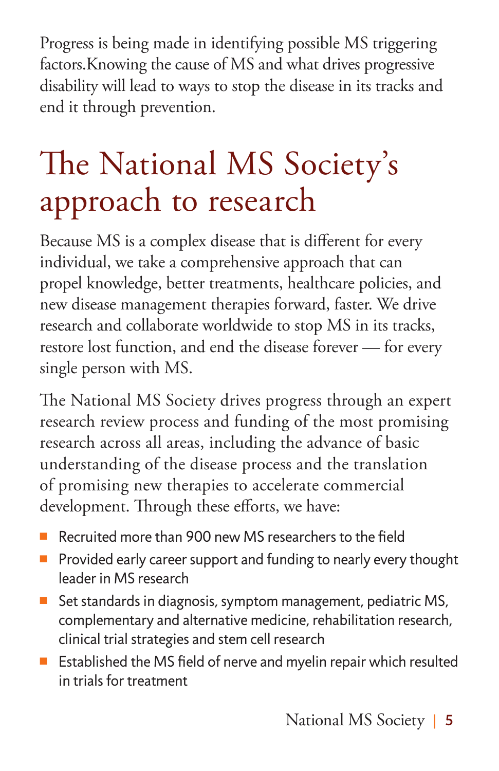Progress is being made in identifying possible MS triggering factors.Knowing the cause of MS and what drives progressive disability will lead to ways to stop the disease in its tracks and end it through prevention.

# The National MS Society's approach to research

Because MS is a complex disease that is different for every individual, we take a comprehensive approach that can propel knowledge, better treatments, healthcare policies, and new disease management therapies forward, faster. We drive research and collaborate worldwide to stop MS in its tracks, restore lost function, and end the disease forever — for every single person with MS.

The National MS Society drives progress through an expert research review process and funding of the most promising research across all areas, including the advance of basic understanding of the disease process and the translation of promising new therapies to accelerate commercial development. Through these efforts, we have:

- Recruited more than 900 new MS researchers to the field
- Provided early career support and funding to nearly every thought leader in MS research
- Set standards in diagnosis, symptom management, pediatric MS, complementary and alternative medicine, rehabilitation research, clinical trial strategies and stem cell research
- Established the MS field of nerve and myelin repair which resulted in trials for treatment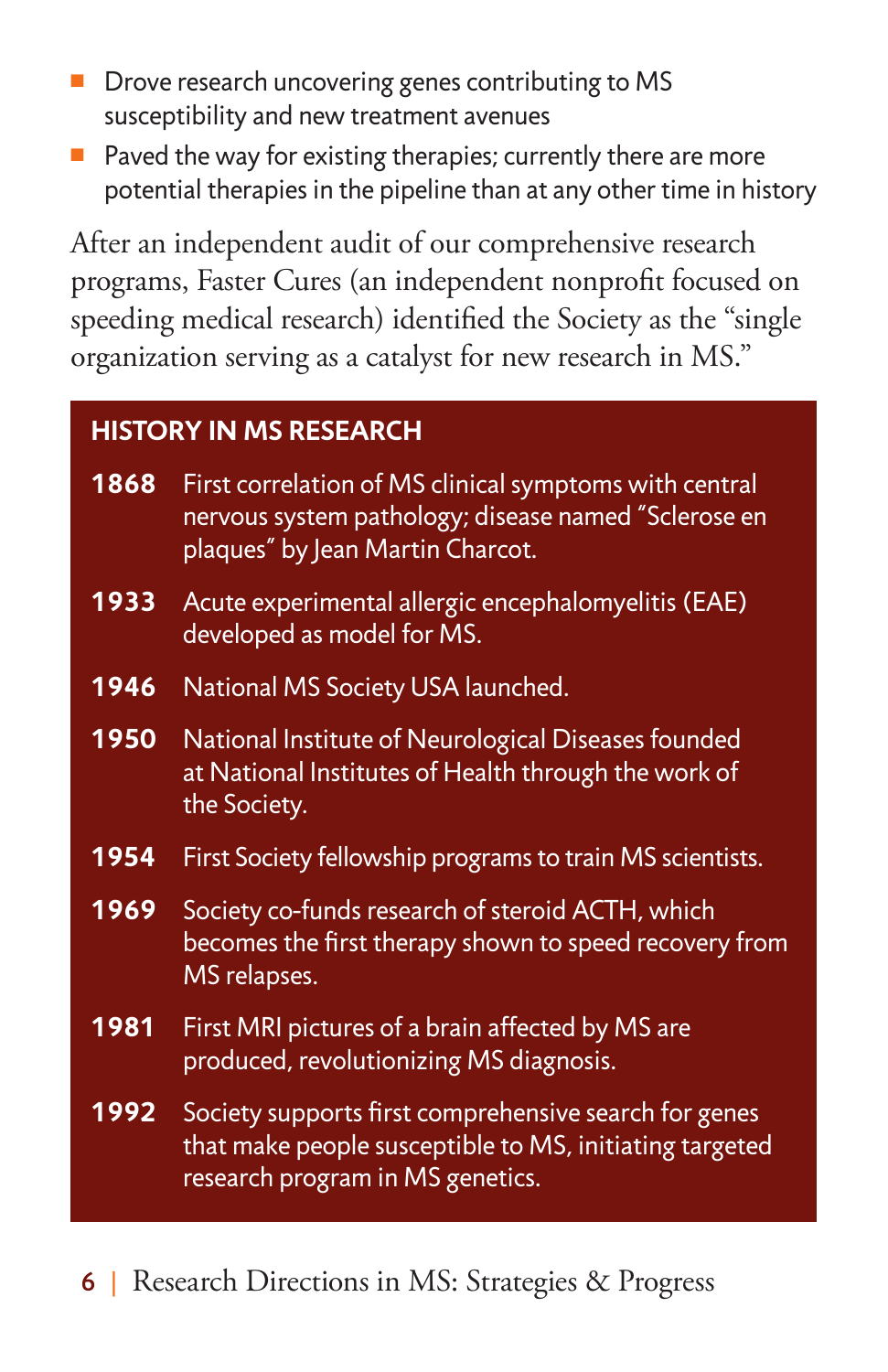- Drove research uncovering genes contributing to MS susceptibility and new treatment avenues
- Paved the way for existing therapies; currently there are more potential therapies in the pipeline than at any other time in history

After an independent audit of our comprehensive research programs, Faster Cures (an independent nonprofit focused on speeding medical research) identified the Society as the "single organization serving as a catalyst for new research in MS."

## HISTORY IN MS RESEARCH

**1868** First correlation of MS clinical symptoms with central nervous system pathology; disease named "Sclerose en plaques" by Jean Martin Charcot.

**1933** Acute experimental allergic encephalomyelitis (EAE) developed as model for MS.

**1946** National MS Society USA launched.

**1950** National Institute of Neurological Diseases founded at National Institutes of Health through the work of the Society.

**1954** First Society fellowship programs to train MS scientists.

**1969** Society co-funds research of steroid ACTH, which becomes the first therapy shown to speed recovery from MS relapses.

**1981** First MRI pictures of a brain affected by MS are produced, revolutionizing MS diagnosis.

**1992** Society supports first comprehensive search for genes that make people susceptible to MS, initiating targeted research program in MS genetics.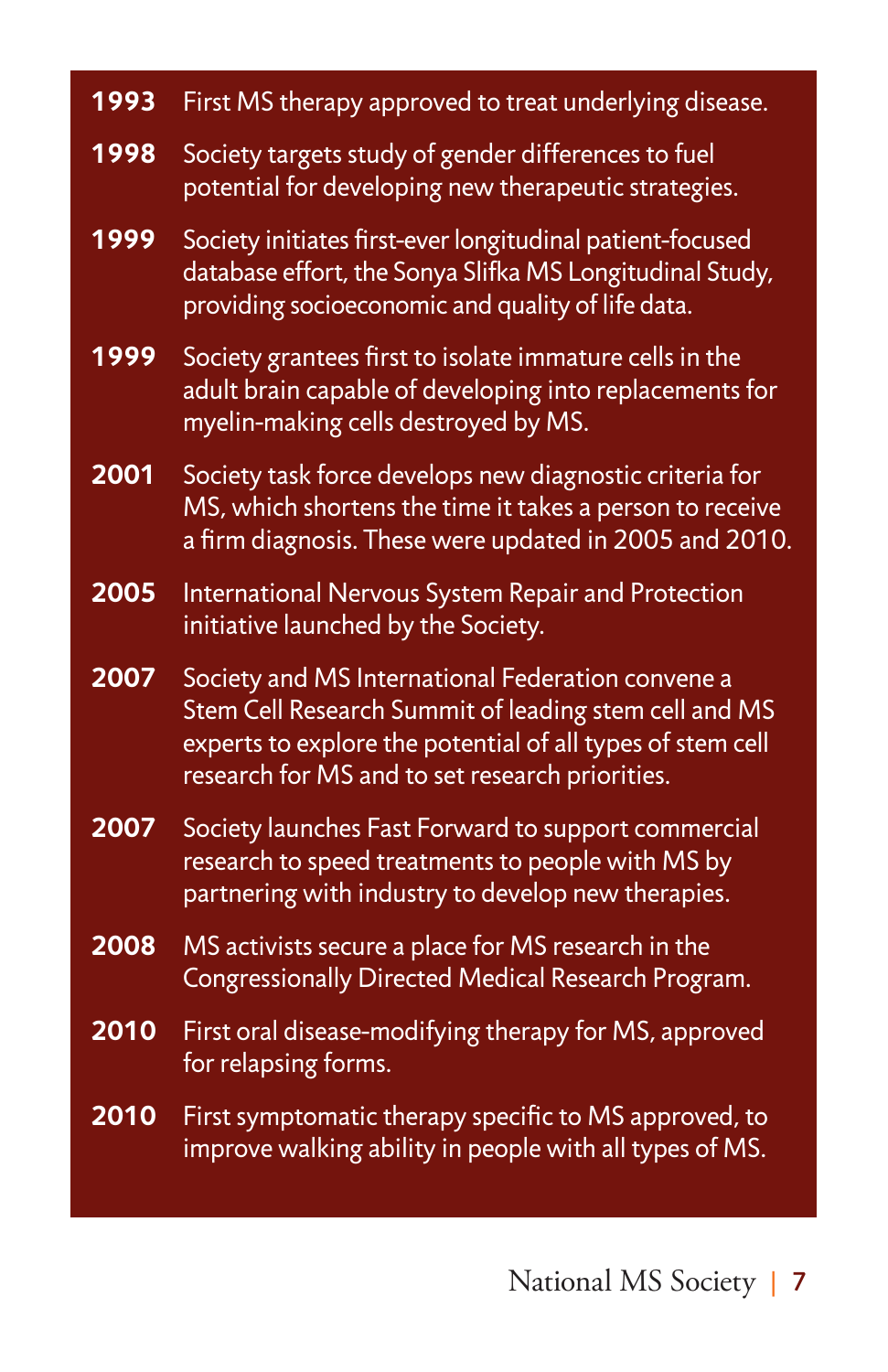**1993** First MS therapy approved to treat underlying disease.

**1998** Society targets study of gender differences to fuel potential for developing new therapeutic strategies.

**1999** Society initiates first-ever longitudinal patient-focused database effort, the Sonya Slifka MS Longitudinal Study, providing socioeconomic and quality of life data.

**1999** Society grantees first to isolate immature cells in the adult brain capable of developing into replacements for myelin-making cells destroyed by MS.

**2001** Society task force develops new diagnostic criteria for MS, which shortens the time it takes a person to receive a firm diagnosis. These were updated in 2005 and 2010.

**2005** International Nervous System Repair and Protection initiative launched by the Society.

**2007** Society and MS International Federation convene a Stem Cell Research Summit of leading stem cell and MS experts to explore the potential of all types of stem cell research for MS and to set research priorities.

**2007** Society launches Fast Forward to support commercial research to speed treatments to people with MS by partnering with industry to develop new therapies.

**2008** MS activists secure a place for MS research in the Congressionally Directed Medical Research Program.

**2010** First oral disease-modifying therapy for MS, approved for relapsing forms.

**2010** First symptomatic therapy specific to MS approved, to improve walking ability in people with all types of MS.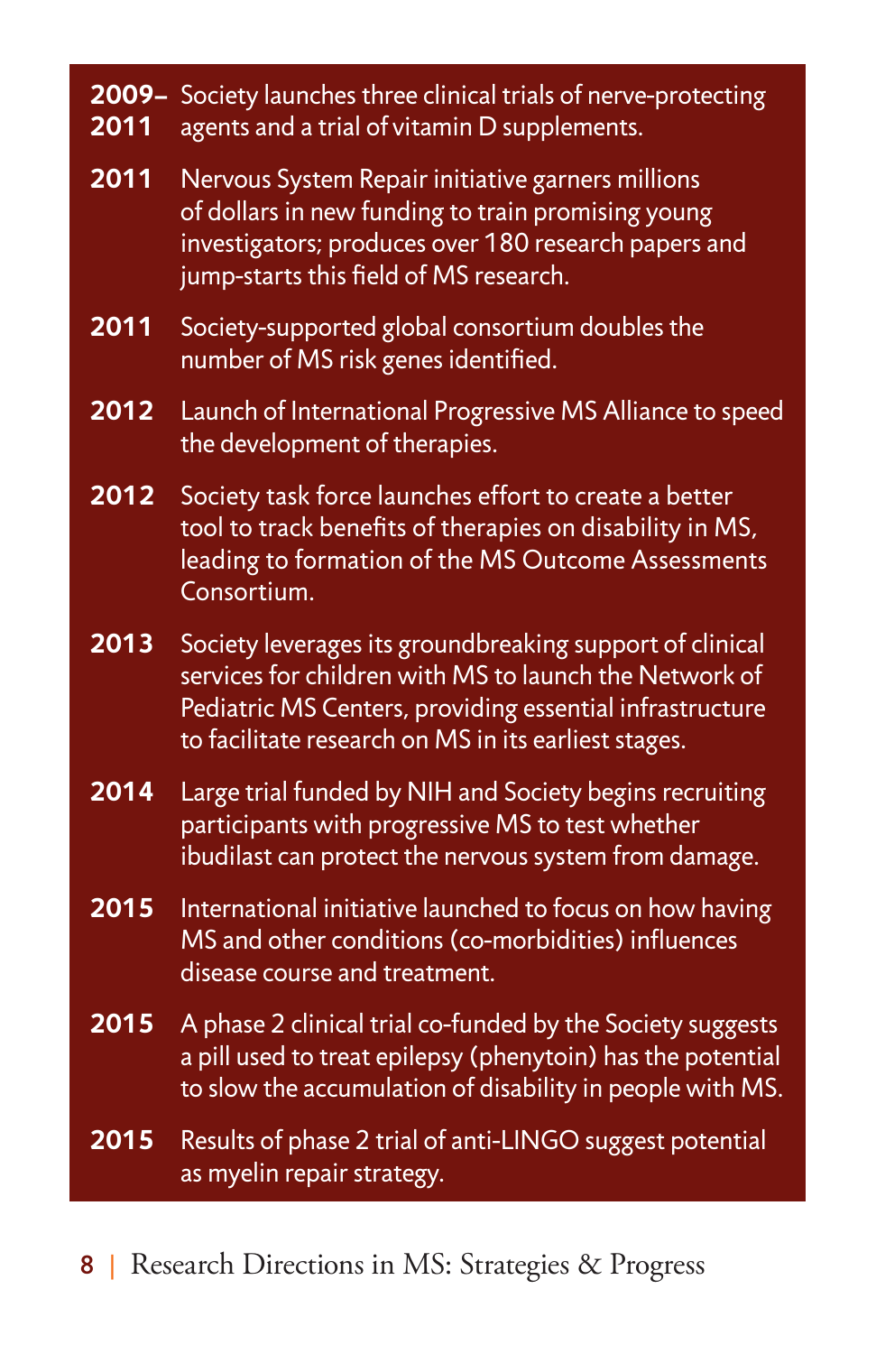**2009–2011** Society launches three clinical trials of nerve-protecting agents and a trial of vitamin D supplements.

**2011** Nervous System Repair initiative garners millions of dollars in new funding to train promising young investigators; produces over 180 research papers and jump-starts this field of MS research.

**2011** Society-supported global consortium doubles the number of MS risk genes identified.

**2012** Launch of International Progressive MS Alliance to speed the development of therapies.

**2012** Society task force launches effort to create a better tool to track benefits of therapies on disability in MS, leading to formation of the MS Outcome Assessments Consortium.

**2013** Society leverages its groundbreaking support of clinical services for children with MS to launch the Network of Pediatric MS Centers, providing essential infrastructure to facilitate research on MS in its earliest stages.

**2014** Large trial funded by NIH and Society begins recruiting participants with progressive MS to test whether ibudilast can protect the nervous system from damage.

**2015** International initiative launched to focus on how having MS and other conditions (co-morbidities) influences disease course and treatment.

**2015** A phase 2 clinical trial co-funded by the Society suggests a pill used to treat epilepsy (phenytoin) has the potential to slow the accumulation of disability in people with MS.

**2015** Results of phase 2 trial of anti-LINGO suggest potential as myelin repair strategy.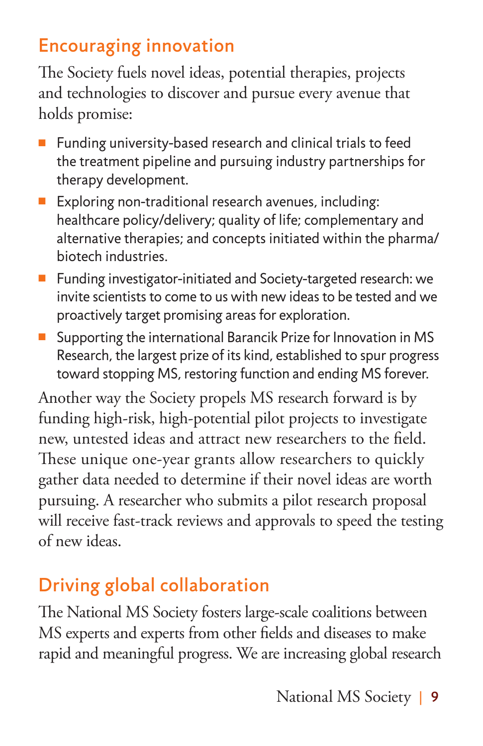## Encouraging innovation

The Society fuels novel ideas, potential therapies, projects and technologies to discover and pursue every avenue that holds promise:

- Funding university-based research and clinical trials to feed the treatment pipeline and pursuing industry partnerships for therapy development.
- Exploring non-traditional research avenues, including: healthcare policy/delivery; quality of life; complementary and alternative therapies; and concepts initiated within the pharma/biotech industries.
- Funding investigator-initiated and Society-targeted research: we invite scientists to come to us with new ideas to be tested and we proactively target promising areas for exploration.
- Supporting the international Barancik Prize for Innovation in MS Research, the largest prize of its kind, established to spur progress toward stopping MS, restoring function and ending MS forever.

Another way the Society propels MS research forward is by funding high-risk, high-potential pilot projects to investigate new, untested ideas and attract new researchers to the field. These unique one-year grants allow researchers to quickly gather data needed to determine if their novel ideas are worth pursuing. A researcher who submits a pilot research proposal will receive fast-track reviews and approvals to speed the testing of new ideas.

## Driving global collaboration

The National MS Society fosters large-scale coalitions between MS experts and experts from other fields and diseases to make rapid and meaningful progress. We are increasing global research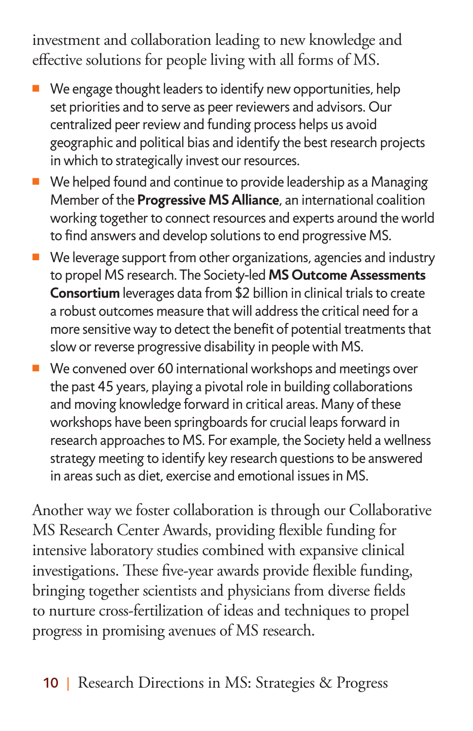investment and collaboration leading to new knowledge and effective solutions for people living with all forms of MS.

- We engage thought leaders to identify new opportunities, help set priorities and to serve as peer reviewers and advisors. Our centralized peer review and funding process helps us avoid geographic and political bias and identify the best research projects in which to strategically invest our resources.
- We helped found and continue to provide leadership as a Managing Member of the **Progressive MS Alliance**, an international coalition working together to connect resources and experts around the world to find answers and develop solutions to end progressive MS.
- We leverage support from other organizations, agencies and industry to propel MS research. The Society-led **MS Outcome Assessments Consortium** leverages data from $2 billion in clinical trials to create a robust outcomes measure that will address the critical need for a more sensitive way to detect the benefit of potential treatments that slow or reverse progressive disability in people with MS.
- We convened over 60 international workshops and meetings over the past 45 years, playing a pivotal role in building collaborations and moving knowledge forward in critical areas. Many of these workshops have been springboards for crucial leaps forward in research approaches to MS. For example, the Society held a wellness strategy meeting to identify key research questions to be answered in areas such as diet, exercise and emotional issues in MS.

Another way we foster collaboration is through our Collaborative MS Research Center Awards, providing flexible funding for intensive laboratory studies combined with expansive clinical investigations. These five-year awards provide flexible funding, bringing together scientists and physicians from diverse fields to nurture cross-fertilization of ideas and techniques to propel progress in promising avenues of MS research.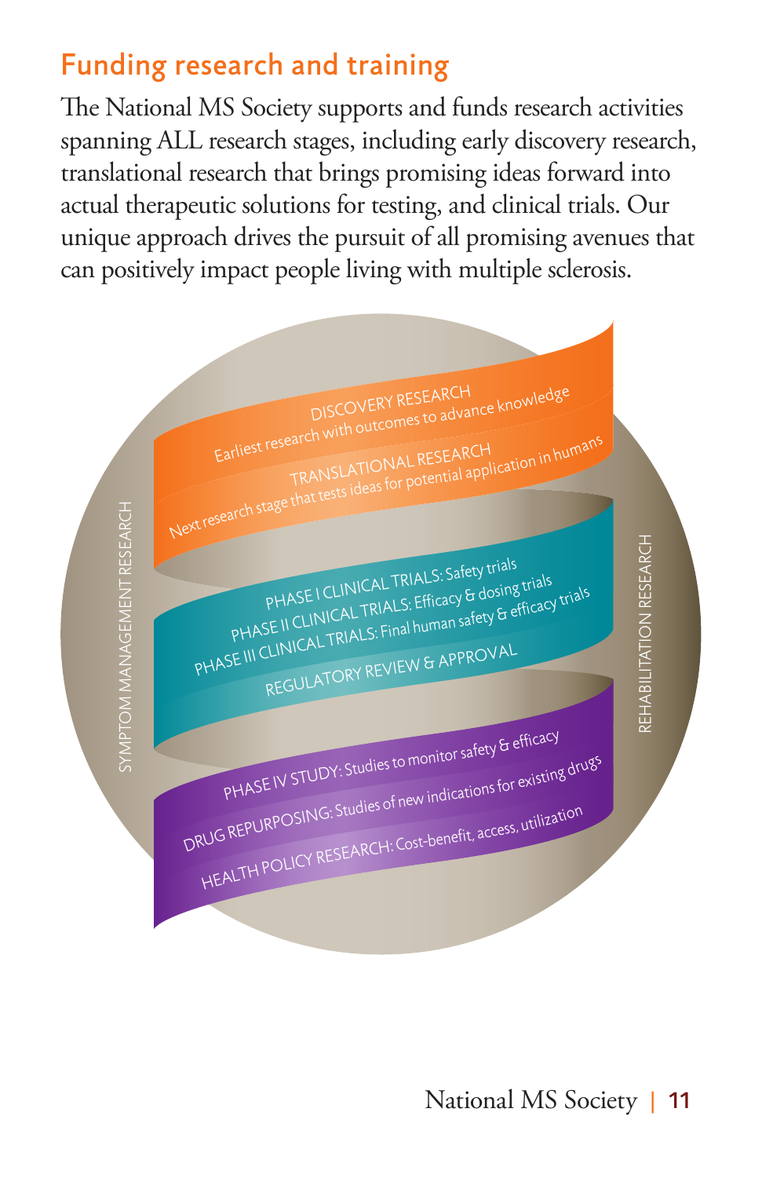## Funding research and training

The National MS Society supports and funds research activities spanning ALL research stages, including early discovery research, translational research that brings promising ideas forward into actual therapeutic solutions for testing, and clinical trials. Our unique approach drives the pursuit of all promising avenues that can positively impact people living with multiple sclerosis.

DISCOVERY RESEARCH
Earliest research with outcomes to advance knowledge

TRANSLATIONAL RESEARCH
Next research stage that tests ideas for potential application in humans

PHASE I CLINICAL TRIALS: Safety trials
PHASE II CLINICAL TRIALS: Efficacy & dosing trials
PHASE III CLINICAL TRIALS: Final human safety & efficacy trials
REGULATORY REVIEW & APPROVAL

PHASE IV STUDY: Studies to monitor safety & efficacy
DRUG REPURPOSING: Studies of new indications for existing drugs
HEALTH POLICY RESEARCH: Cost-benefit, access, utilization

SYMPTOM MANAGEMENT RESEARCH

REHABILITATION RESEARCH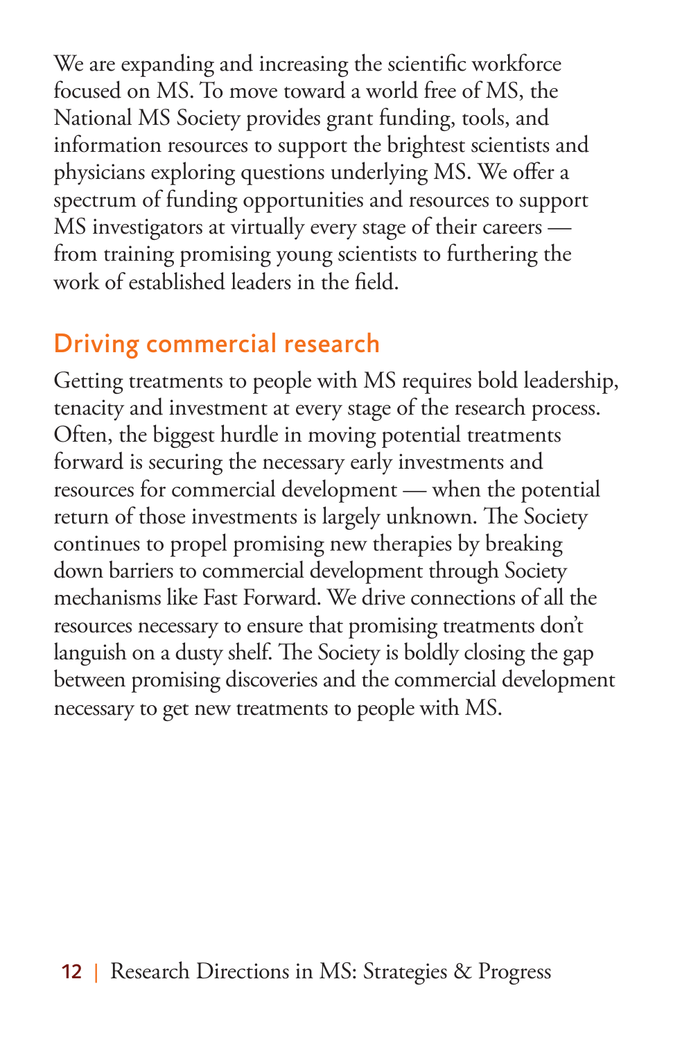We are expanding and increasing the scientific workforce focused on MS. To move toward a world free of MS, the National MS Society provides grant funding, tools, and information resources to support the brightest scientists and physicians exploring questions underlying MS. We offer a spectrum of funding opportunities and resources to support MS investigators at virtually every stage of their careers — from training promising young scientists to furthering the work of established leaders in the field.

## Driving commercial research

Getting treatments to people with MS requires bold leadership, tenacity and investment at every stage of the research process. Often, the biggest hurdle in moving potential treatments forward is securing the necessary early investments and resources for commercial development — when the potential return of those investments is largely unknown. The Society continues to propel promising new therapies by breaking down barriers to commercial development through Society mechanisms like Fast Forward. We drive connections of all the resources necessary to ensure that promising treatments don't languish on a dusty shelf. The Society is boldly closing the gap between promising discoveries and the commercial development necessary to get new treatments to people with MS.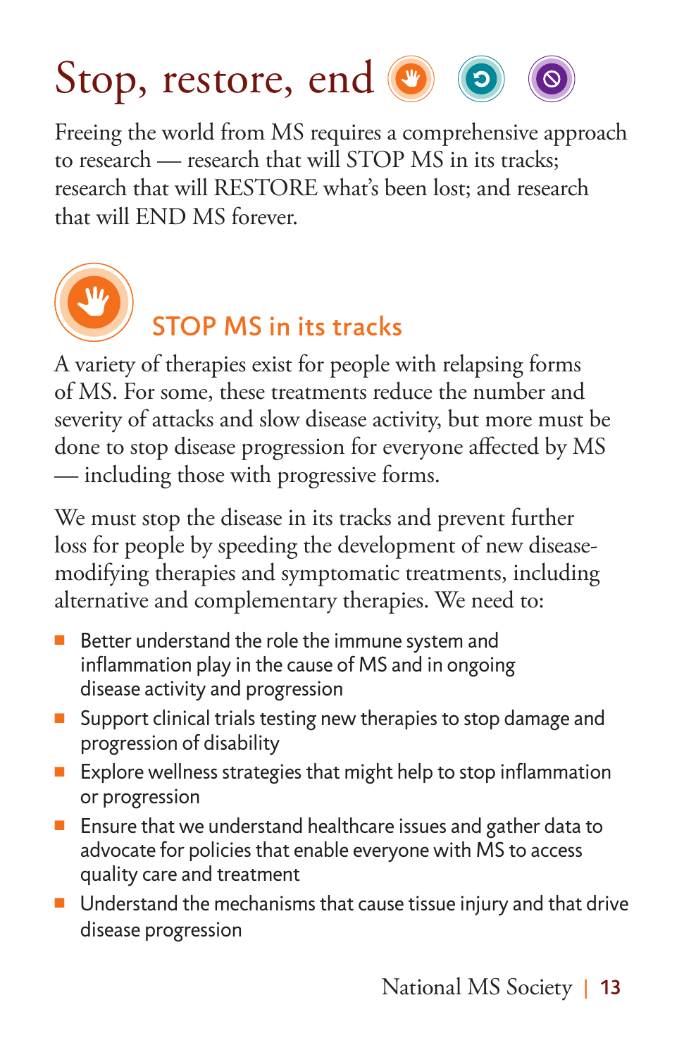# Stop, restore, end

Freeing the world from MS requires a comprehensive approach to research — research that will STOP MS in its tracks; research that will RESTORE what's been lost; and research that will END MS forever.

## STOP MS in its tracks

A variety of therapies exist for people with relapsing forms of MS. For some, these treatments reduce the number and severity of attacks and slow disease activity, but more must be done to stop disease progression for everyone affected by MS — including those with progressive forms.

We must stop the disease in its tracks and prevent further loss for people by speeding the development of new disease-modifying therapies and symptomatic treatments, including alternative and complementary therapies. We need to:

- Better understand the role the immune system and inflammation play in the cause of MS and in ongoing disease activity and progression
- Support clinical trials testing new therapies to stop damage and progression of disability
- Explore wellness strategies that might help to stop inflammation or progression
- Ensure that we understand healthcare issues and gather data to advocate for policies that enable everyone with MS to access quality care and treatment
- Understand the mechanisms that cause tissue injury and that drive disease progression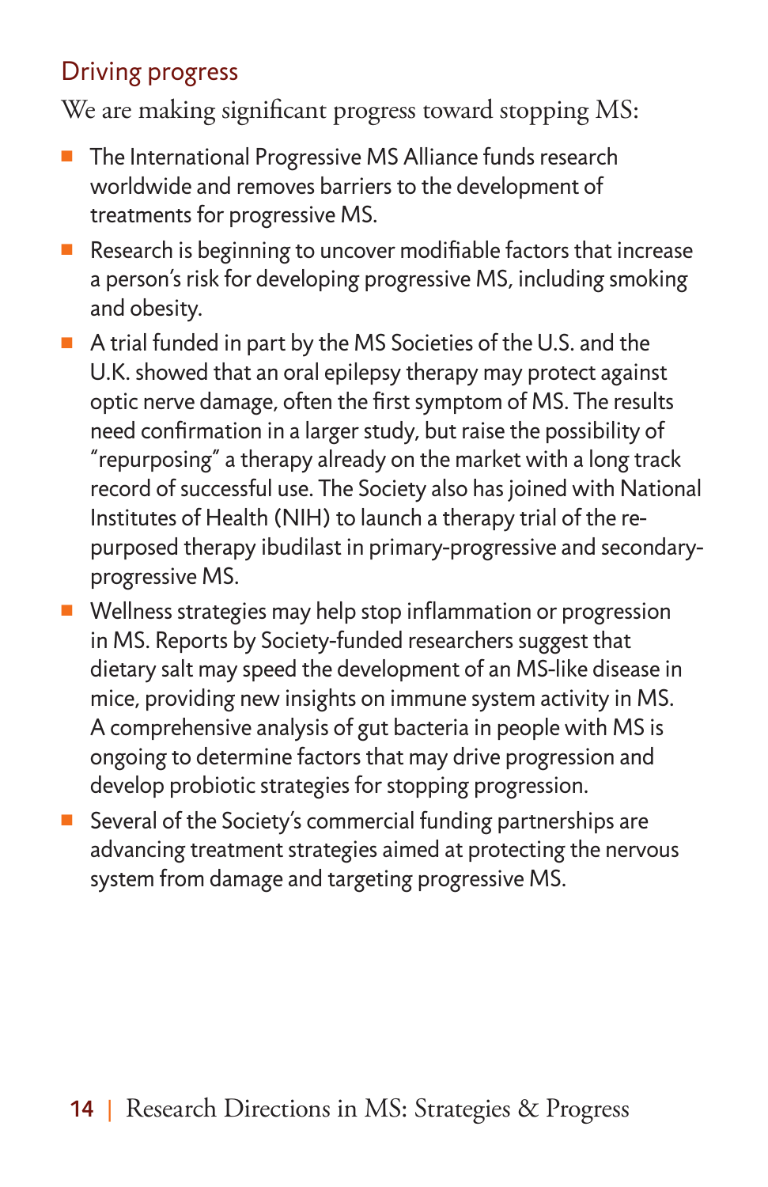## Driving progress

We are making significant progress toward stopping MS:

- The International Progressive MS Alliance funds research worldwide and removes barriers to the development of treatments for progressive MS.
- Research is beginning to uncover modifiable factors that increase a person's risk for developing progressive MS, including smoking and obesity.
- A trial funded in part by the MS Societies of the U.S. and the U.K. showed that an oral epilepsy therapy may protect against optic nerve damage, often the first symptom of MS. The results need confirmation in a larger study, but raise the possibility of "repurposing" a therapy already on the market with a long track record of successful use. The Society also has joined with National Institutes of Health (NIH) to launch a therapy trial of the re-purposed therapy ibudilast in primary-progressive and secondary-progressive MS.
- Wellness strategies may help stop inflammation or progression in MS. Reports by Society-funded researchers suggest that dietary salt may speed the development of an MS-like disease in mice, providing new insights on immune system activity in MS. A comprehensive analysis of gut bacteria in people with MS is ongoing to determine factors that may drive progression and develop probiotic strategies for stopping progression.
- Several of the Society's commercial funding partnerships are advancing treatment strategies aimed at protecting the nervous system from damage and targeting progressive MS.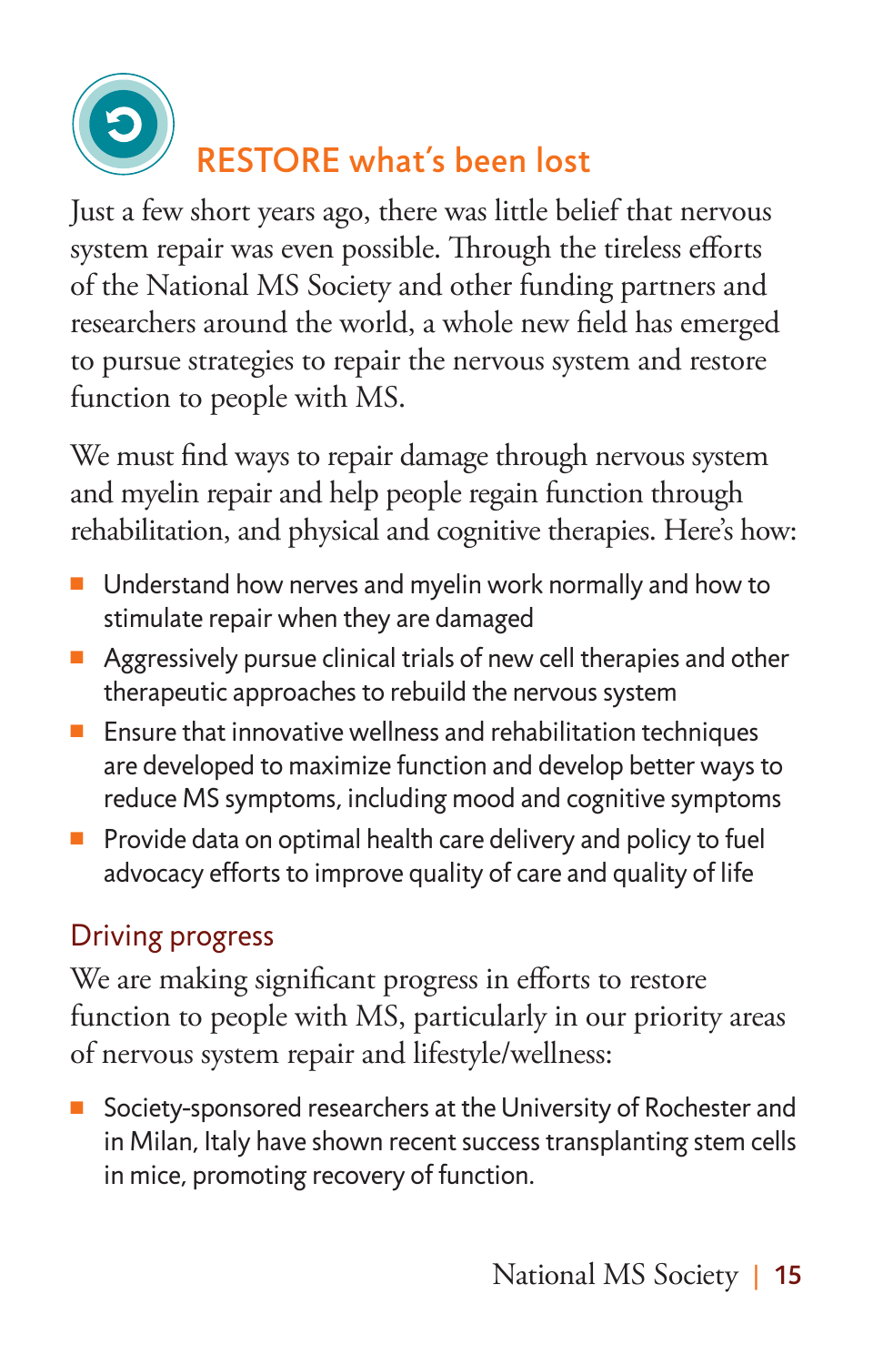## RESTORE what's been lost

Just a few short years ago, there was little belief that nervous system repair was even possible. Through the tireless efforts of the National MS Society and other funding partners and researchers around the world, a whole new field has emerged to pursue strategies to repair the nervous system and restore function to people with MS.

We must find ways to repair damage through nervous system and myelin repair and help people regain function through rehabilitation, and physical and cognitive therapies. Here's how:

- Understand how nerves and myelin work normally and how to stimulate repair when they are damaged
- Aggressively pursue clinical trials of new cell therapies and other therapeutic approaches to rebuild the nervous system
- Ensure that innovative wellness and rehabilitation techniques are developed to maximize function and develop better ways to reduce MS symptoms, including mood and cognitive symptoms
- Provide data on optimal health care delivery and policy to fuel advocacy efforts to improve quality of care and quality of life

### Driving progress

We are making significant progress in efforts to restore function to people with MS, particularly in our priority areas of nervous system repair and lifestyle/wellness:

- Society-sponsored researchers at the University of Rochester and in Milan, Italy have shown recent success transplanting stem cells in mice, promoting recovery of function.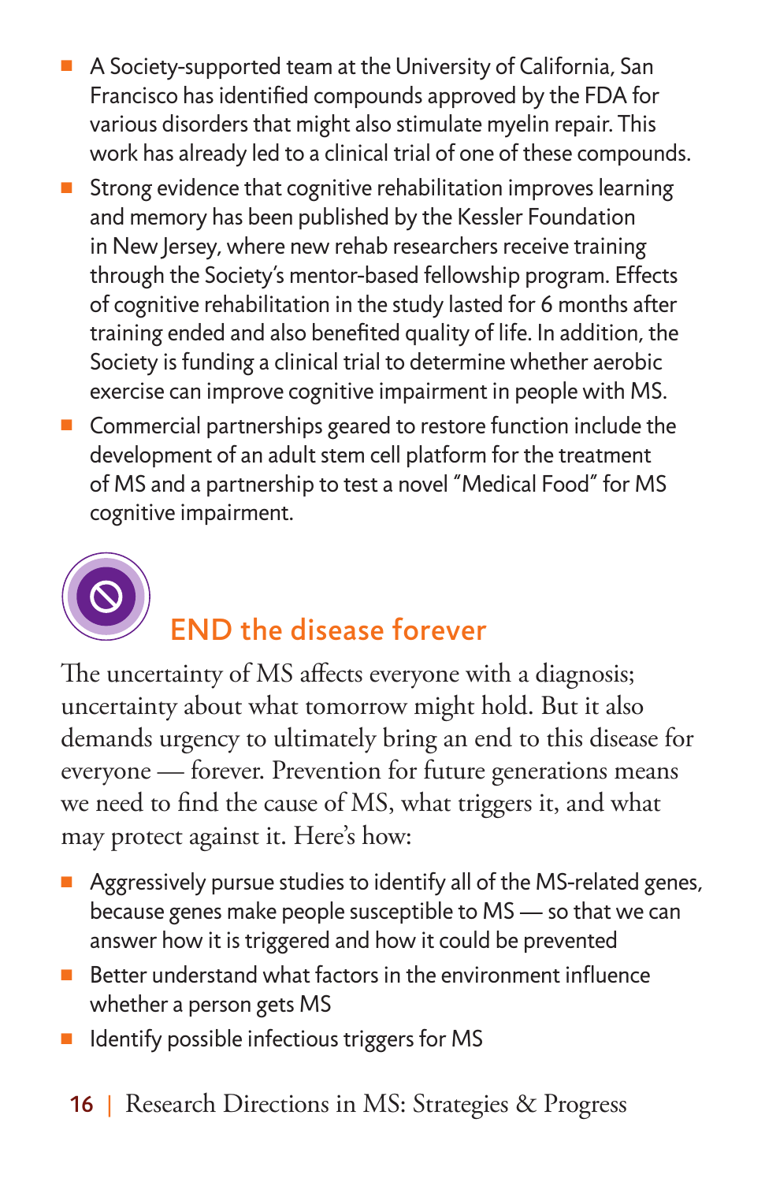- A Society-supported team at the University of California, San Francisco has identified compounds approved by the FDA for various disorders that might also stimulate myelin repair. This work has already led to a clinical trial of one of these compounds.
- Strong evidence that cognitive rehabilitation improves learning and memory has been published by the Kessler Foundation in New Jersey, where new rehab researchers receive training through the Society's mentor-based fellowship program. Effects of cognitive rehabilitation in the study lasted for 6 months after training ended and also benefited quality of life. In addition, the Society is funding a clinical trial to determine whether aerobic exercise can improve cognitive impairment in people with MS.
- Commercial partnerships geared to restore function include the development of an adult stem cell platform for the treatment of MS and a partnership to test a novel "Medical Food" for MS cognitive impairment.

## END the disease forever

The uncertainty of MS affects everyone with a diagnosis; uncertainty about what tomorrow might hold. But it also demands urgency to ultimately bring an end to this disease for everyone — forever. Prevention for future generations means we need to find the cause of MS, what triggers it, and what may protect against it. Here's how:

- Aggressively pursue studies to identify all of the MS-related genes, because genes make people susceptible to MS — so that we can answer how it is triggered and how it could be prevented
- Better understand what factors in the environment influence whether a person gets MS
- Identify possible infectious triggers for MS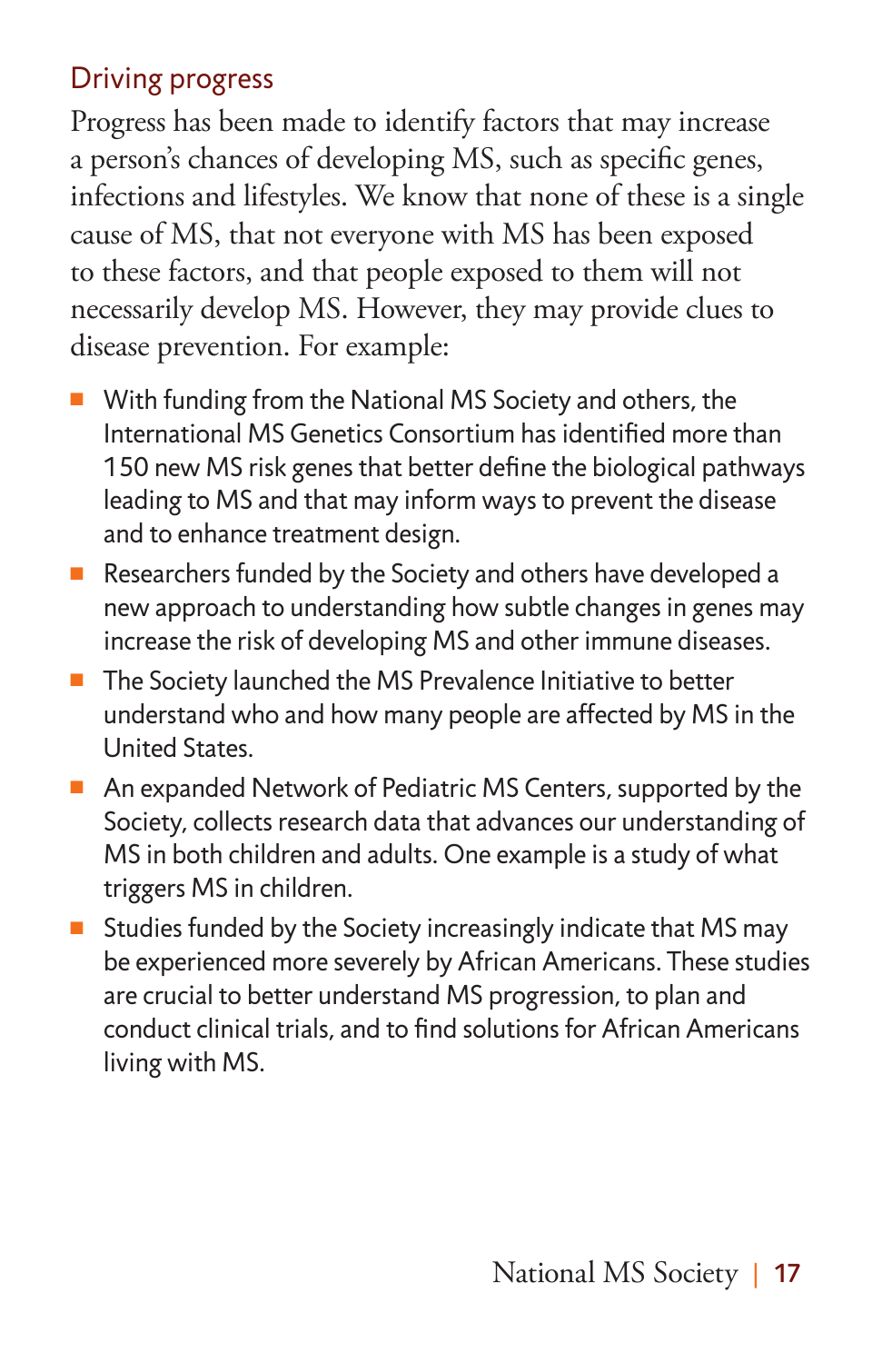## Driving progress

Progress has been made to identify factors that may increase a person's chances of developing MS, such as specific genes, infections and lifestyles. We know that none of these is a single cause of MS, that not everyone with MS has been exposed to these factors, and that people exposed to them will not necessarily develop MS. However, they may provide clues to disease prevention. For example:

- With funding from the National MS Society and others, the International MS Genetics Consortium has identified more than 150 new MS risk genes that better define the biological pathways leading to MS and that may inform ways to prevent the disease and to enhance treatment design.
- Researchers funded by the Society and others have developed a new approach to understanding how subtle changes in genes may increase the risk of developing MS and other immune diseases.
- The Society launched the MS Prevalence Initiative to better understand who and how many people are affected by MS in the United States.
- An expanded Network of Pediatric MS Centers, supported by the Society, collects research data that advances our understanding of MS in both children and adults. One example is a study of what triggers MS in children.
- Studies funded by the Society increasingly indicate that MS may be experienced more severely by African Americans. These studies are crucial to better understand MS progression, to plan and conduct clinical trials, and to find solutions for African Americans living with MS.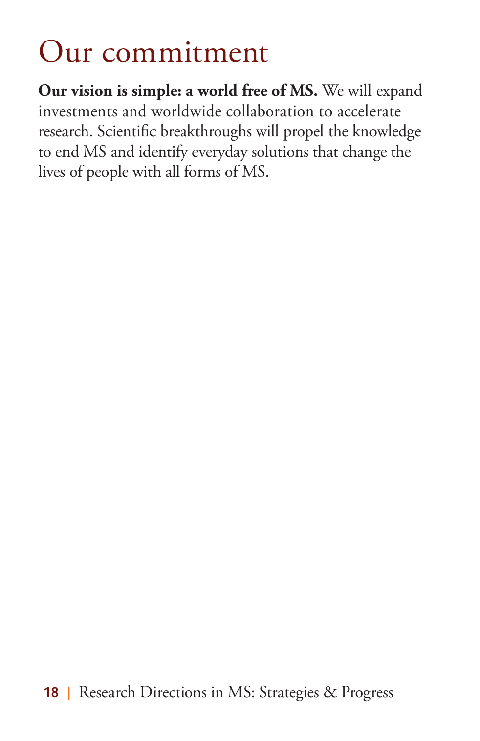# Our commitment

**Our vision is simple: a world free of MS.** We will expand investments and worldwide collaboration to accelerate research. Scientific breakthroughs will propel the knowledge to end MS and identify everyday solutions that change the lives of people with all forms of MS.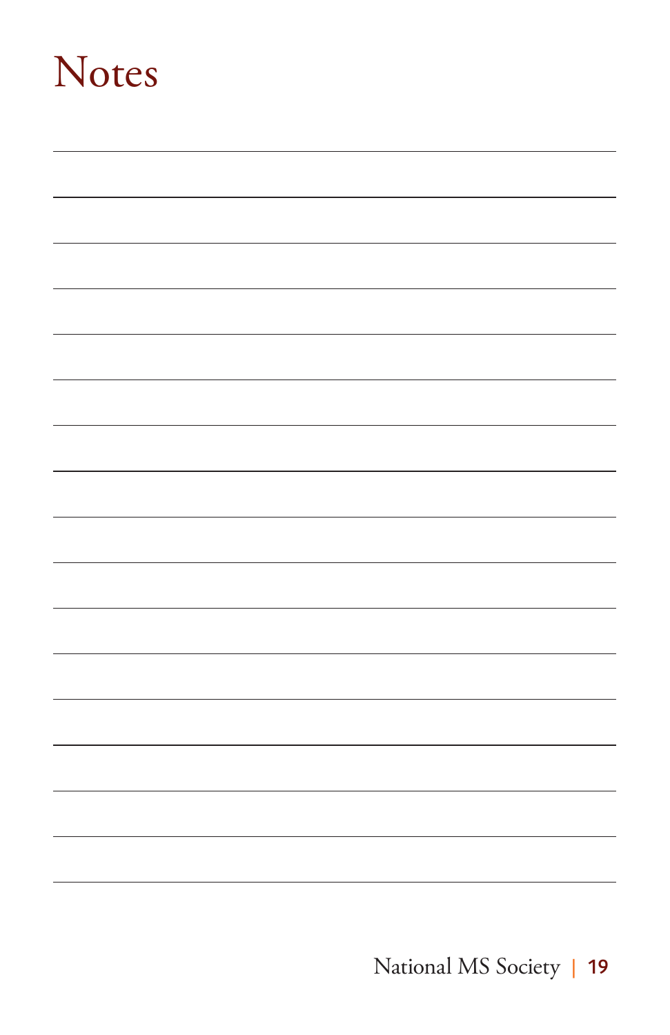# Notes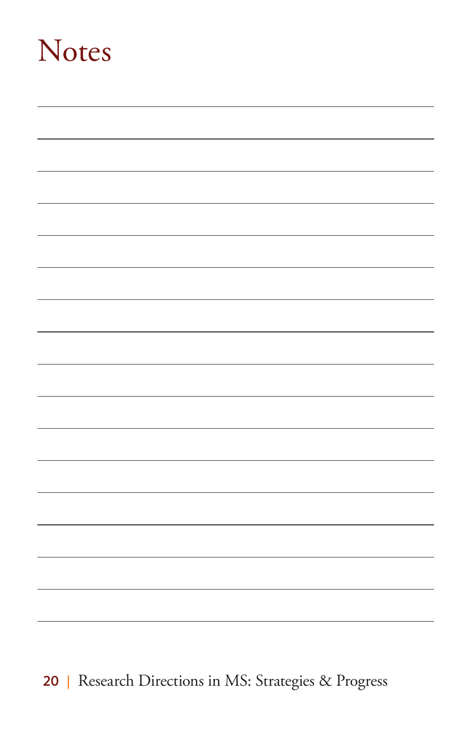# Notes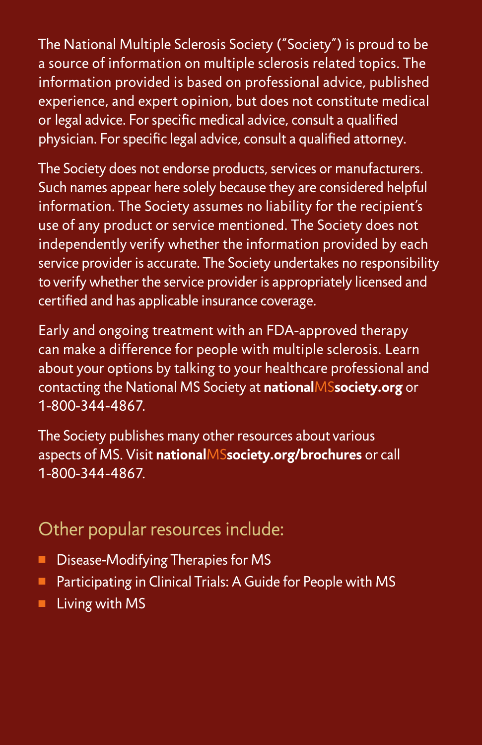The National Multiple Sclerosis Society ("Society") is proud to be a source of information on multiple sclerosis related topics. The information provided is based on professional advice, published experience, and expert opinion, but does not constitute medical or legal advice. For specific medical advice, consult a qualified physician. For specific legal advice, consult a qualified attorney.

The Society does not endorse products, services or manufacturers. Such names appear here solely because they are considered helpful information. The Society assumes no liability for the recipient's use of any product or service mentioned. The Society does not independently verify whether the information provided by each service provider is accurate. The Society undertakes no responsibility to verify whether the service provider is appropriately licensed and certified and has applicable insurance coverage.

Early and ongoing treatment with an FDA-approved therapy can make a difference for people with multiple sclerosis. Learn about your options by talking to your healthcare professional and contacting the National MS Society at **nationalMSsociety.org** or 1-800-344-4867.

The Society publishes many other resources about various aspects of MS. Visit **nationalMSsociety.org/brochures** or call 1-800-344-4867.

## Other popular resources include:

- Disease-Modifying Therapies for MS
- Participating in Clinical Trials: A Guide for People with MS
- Living with MS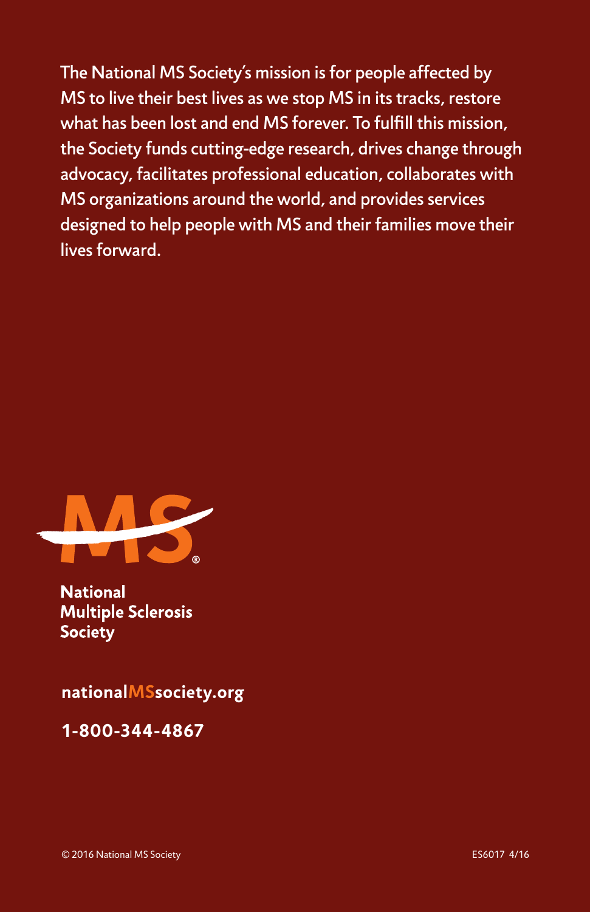The National MS Society's mission is for people affected by MS to live their best lives as we stop MS in its tracks, restore what has been lost and end MS forever. To fulfill this mission, the Society funds cutting-edge research, drives change through advocacy, facilitates professional education, collaborates with MS organizations around the world, and provides services designed to help people with MS and their families move their lives forward.

**National Multiple Sclerosis Society**

**nationalMSsociety.org**

**1-800-344-4867**

© 2016 National MS Society

ES6017 4/16